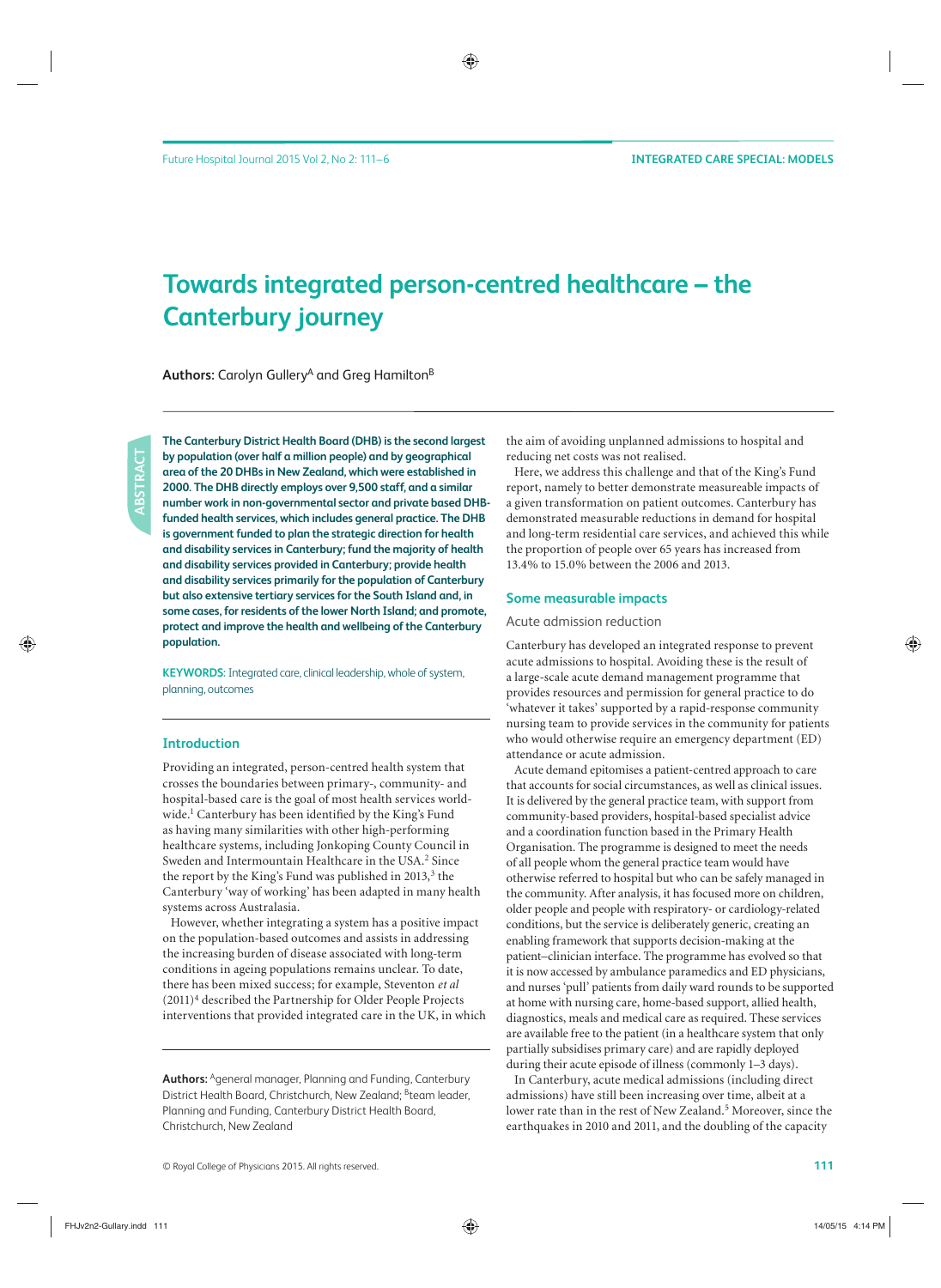# Towards integrated person-centred healthcare – the Canterbury journey

**Authors:** Carolyn Gullery[A] and Greg Hamilton[B]

**ABSTRACT**

**The Canterbury District Health Board (DHB) is the second largest by population (over half a million people) and by geographical area of the 20 DHBs in New Zealand, which were established in 2000. The DHB directly employs over 9,500 staff, and a similar number work in non-governmental sector and private based DHB-funded health services, which includes general practice. The DHB is government funded to plan the strategic direction for health and disability services in Canterbury; fund the majority of health and disability services provided in Canterbury; provide health and disability services primarily for the population of Canterbury but also extensive tertiary services for the South Island and, in some cases, for residents of the lower North Island; and promote, protect and improve the health and wellbeing of the Canterbury population.**

**KEYWORDS:** Integrated care, clinical leadership, whole of system, planning, outcomes

## Introduction

Providing an integrated, person-centred health system that crosses the boundaries between primary-, community- and hospital-based care is the goal of most health services world-wide.[1] Canterbury has been identified by the King's Fund as having many similarities with other high-performing healthcare systems, including Jonkoping County Council in Sweden and Intermountain Healthcare in the USA.[2] Since the report by the King's Fund was published in 2013,[3] the Canterbury 'way of working' has been adapted in many health systems across Australasia.

However, whether integrating a system has a positive impact on the population-based outcomes and assists in addressing the increasing burden of disease associated with long-term conditions in ageing populations remains unclear. To date, there has been mixed success; for example, Steventon *et al* (2011)[4] described the Partnership for Older People Projects interventions that provided integrated care in the UK, in which the aim of avoiding unplanned admissions to hospital and reducing net costs was not realised.

Here, we address this challenge and that of the King's Fund report, namely to better demonstrate measureable impacts of a given transformation on patient outcomes. Canterbury has demonstrated measurable reductions in demand for hospital and long-term residential care services, and achieved this while the proportion of people over 65 years has increased from 13.4% to 15.0% between the 2006 and 2013.

## Some measurable impacts

### Acute admission reduction

Canterbury has developed an integrated response to prevent acute admissions to hospital. Avoiding these is the result of a large-scale acute demand management programme that provides resources and permission for general practice to do 'whatever it takes' supported by a rapid-response community nursing team to provide services in the community for patients who would otherwise require an emergency department (ED) attendance or acute admission.

Acute demand epitomises a patient-centred approach to care that accounts for social circumstances, as well as clinical issues. It is delivered by the general practice team, with support from community-based providers, hospital-based specialist advice and a coordination function based in the Primary Health Organisation. The programme is designed to meet the needs of all people whom the general practice team would have otherwise referred to hospital but who can be safely managed in the community. After analysis, it has focused more on children, older people and people with respiratory- or cardiology-related conditions, but the service is deliberately generic, creating an enabling framework that supports decision-making at the patient–clinician interface. The programme has evolved so that it is now accessed by ambulance paramedics and ED physicians, and nurses 'pull' patients from daily ward rounds to be supported at home with nursing care, home-based support, allied health, diagnostics, meals and medical care as required. These services are available free to the patient (in a healthcare system that only partially subsidises primary care) and are rapidly deployed during their acute episode of illness (commonly 1–3 days).

In Canterbury, acute medical admissions (including direct admissions) have still been increasing over time, albeit at a lower rate than in the rest of New Zealand.[5] Moreover, since the earthquakes in 2010 and 2011, and the doubling of the capacity

**Authors:** [A]general manager, Planning and Funding, Canterbury District Health Board, Christchurch, New Zealand; [B]team leader, Planning and Funding, Canterbury District Health Board, Christchurch, New Zealand

© Royal College of Physicians 2015. All rights reserved.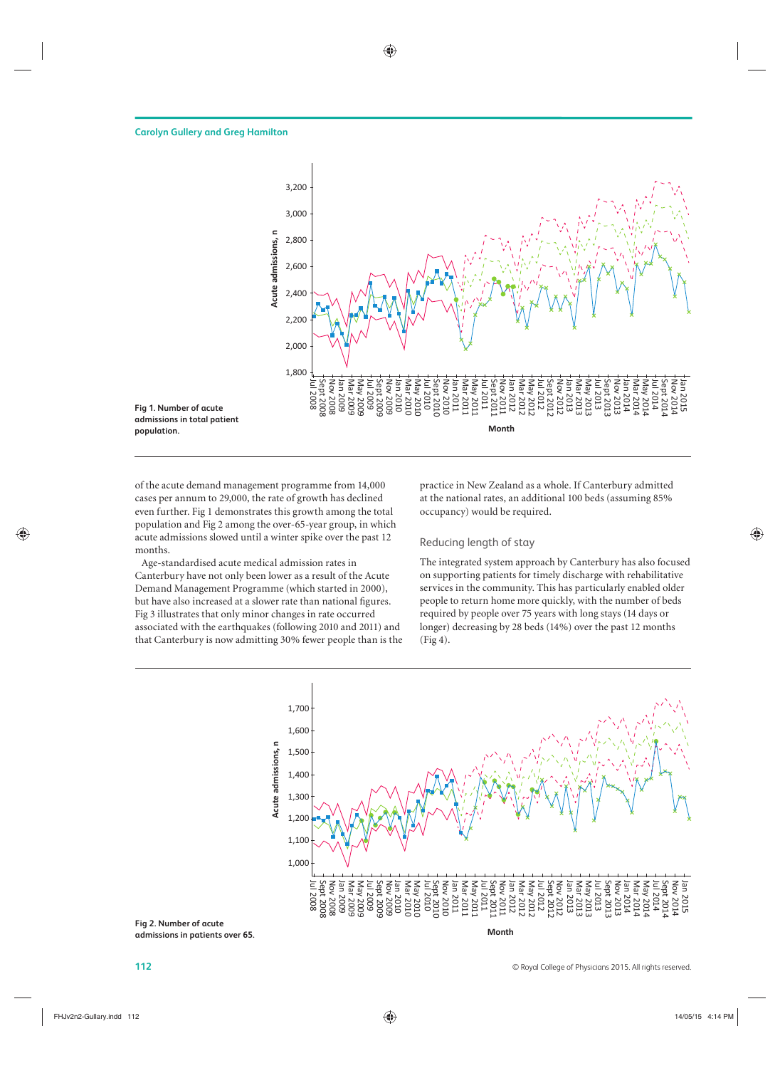Fig 1. Number of acute admissions in total patient population.

of the acute demand management programme from 14,000 cases per annum to 29,000, the rate of growth has declined even further. Fig 1 demonstrates this growth among the total population and Fig 2 among the over-65-year group, in which acute admissions slowed until a winter spike over the past 12 months.

Age-standardised acute medical admission rates in Canterbury have not only been lower as a result of the Acute Demand Management Programme (which started in 2000), but have also increased at a slower rate than national figures. Fig 3 illustrates that only minor changes in rate occurred associated with the earthquakes (following 2010 and 2011) and that Canterbury is now admitting 30% fewer people than is the practice in New Zealand as a whole. If Canterbury admitted at the national rates, an additional 100 beds (assuming 85% occupancy) would be required.

## Reducing length of stay

The integrated system approach by Canterbury has also focused on supporting patients for timely discharge with rehabilitative services in the community. This has particularly enabled older people to return home more quickly, with the number of beds required by people over 75 years with long stays (14 days or longer) decreasing by 28 beds (14%) over the past 12 months (Fig 4).

Fig 2. Number of acute admissions in patients over 65.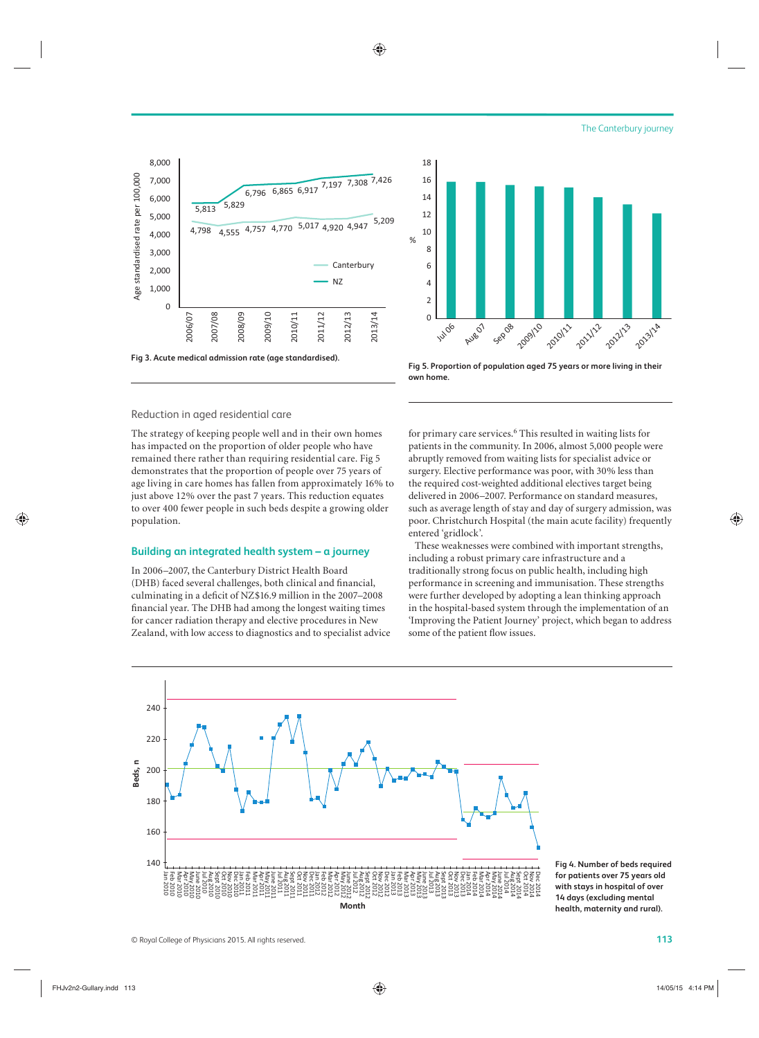Fig 3. Acute medical admission rate (age standardised).

Fig 5. Proportion of population aged 75 years or more living in their own home.

## Reduction in aged residential care

The strategy of keeping people well and in their own homes has impacted on the proportion of older people who have remained there rather than requiring residential care. Fig 5 demonstrates that the proportion of people over 75 years of age living in care homes has fallen from approximately 16% to just above 12% over the past 7 years. This reduction equates to over 400 fewer people in such beds despite a growing older population.

## Building an integrated health system – a journey

In 2006–2007, the Canterbury District Health Board (DHB) faced several challenges, both clinical and financial, culminating in a deficit of NZ$16.9 million in the 2007–2008 financial year. The DHB had among the longest waiting times for cancer radiation therapy and elective procedures in New Zealand, with low access to diagnostics and to specialist advice for primary care services.[6] This resulted in waiting lists for patients in the community. In 2006, almost 5,000 people were abruptly removed from waiting lists for specialist advice or surgery. Elective performance was poor, with 30% less than the required cost-weighted additional electives target being delivered in 2006–2007. Performance on standard measures, such as average length of stay and day of surgery admission, was poor. Christchurch Hospital (the main acute facility) frequently entered 'gridlock'.

These weaknesses were combined with important strengths, including a robust primary care infrastructure and a traditionally strong focus on public health, including high performance in screening and immunisation. These strengths were further developed by adopting a lean thinking approach in the hospital-based system through the implementation of an 'Improving the Patient Journey' project, which began to address some of the patient flow issues.

Fig 4. Number of beds required for patients over 75 years old with stays in hospital of over 14 days (excluding mental health, maternity and rural).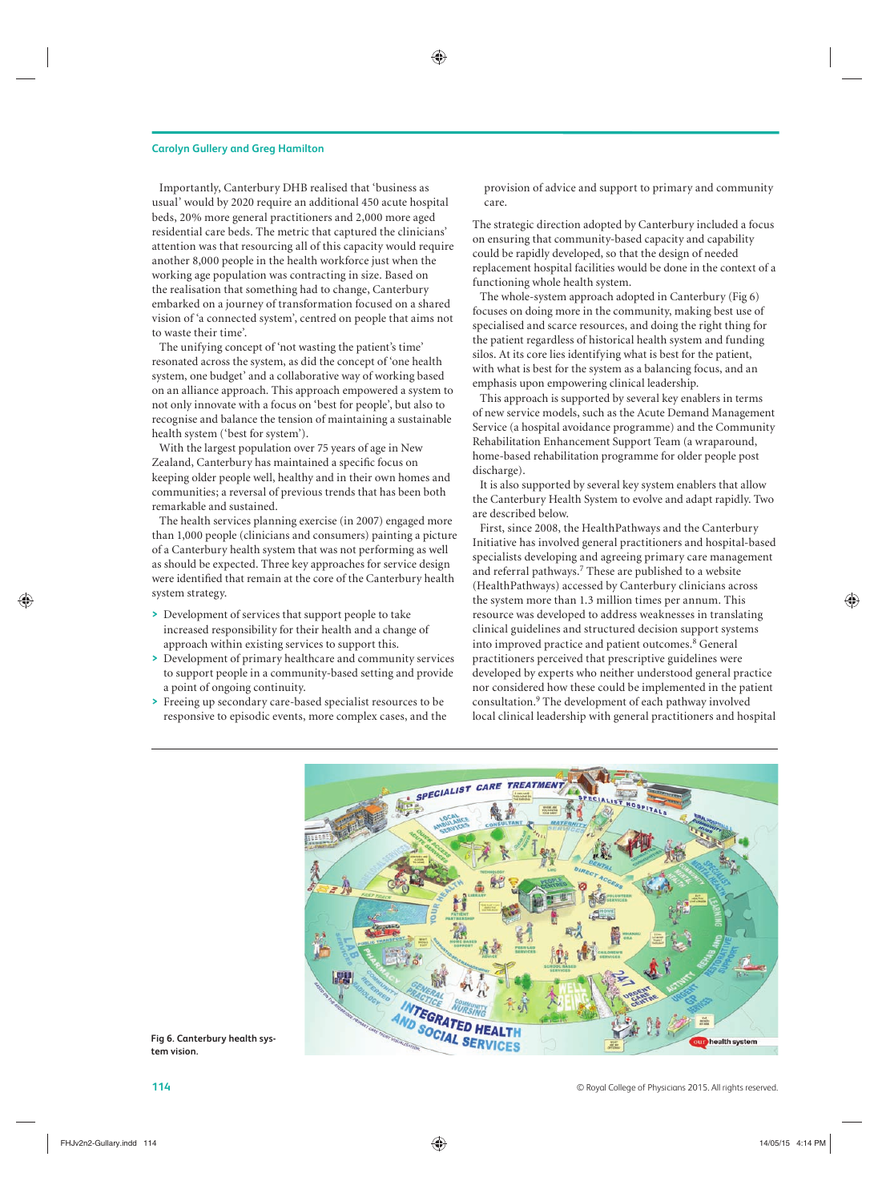Importantly, Canterbury DHB realised that 'business as usual' would by 2020 require an additional 450 acute hospital beds, 20% more general practitioners and 2,000 more aged residential care beds. The metric that captured the clinicians' attention was that resourcing all of this capacity would require another 8,000 people in the health workforce just when the working age population was contracting in size. Based on the realisation that something had to change, Canterbury embarked on a journey of transformation focused on a shared vision of 'a connected system', centred on people that aims not to waste their time'.

The unifying concept of 'not wasting the patient's time' resonated across the system, as did the concept of 'one health system, one budget' and a collaborative way of working based on an alliance approach. This approach empowered a system to not only innovate with a focus on 'best for people', but also to recognise and balance the tension of maintaining a sustainable health system ('best for system').

With the largest population over 75 years of age in New Zealand, Canterbury has maintained a specific focus on keeping older people well, healthy and in their own homes and communities; a reversal of previous trends that has been both remarkable and sustained.

The health services planning exercise (in 2007) engaged more than 1,000 people (clinicians and consumers) painting a picture of a Canterbury health system that was not performing as well as should be expected. Three key approaches for service design were identified that remain at the core of the Canterbury health system strategy.

- Development of services that support people to take increased responsibility for their health and a change of approach within existing services to support this.
- Development of primary healthcare and community services to support people in a community-based setting and provide a point of ongoing continuity.
- Freeing up secondary care-based specialist resources to be responsive to episodic events, more complex cases, and the provision of advice and support to primary and community care.

The strategic direction adopted by Canterbury included a focus on ensuring that community-based capacity and capability could be rapidly developed, so that the design of needed replacement hospital facilities would be done in the context of a functioning whole health system.

The whole-system approach adopted in Canterbury (Fig 6) focuses on doing more in the community, making best use of specialised and scarce resources, and doing the right thing for the patient regardless of historical health system and funding silos. At its core lies identifying what is best for the patient, with what is best for the system as a balancing focus, and an emphasis upon empowering clinical leadership.

This approach is supported by several key enablers in terms of new service models, such as the Acute Demand Management Service (a hospital avoidance programme) and the Community Rehabilitation Enhancement Support Team (a wraparound, home-based rehabilitation programme for older people post discharge).

It is also supported by several key system enablers that allow the Canterbury Health System to evolve and adapt rapidly. Two are described below.

First, since 2008, the HealthPathways and the Canterbury Initiative has involved general practitioners and hospital-based specialists developing and agreeing primary care management and referral pathways.[7] These are published to a website (HealthPathways) accessed by Canterbury clinicians across the system more than 1.3 million times per annum. This resource was developed to address weaknesses in translating clinical guidelines and structured decision support systems into improved practice and patient outcomes.[8] General practitioners perceived that prescriptive guidelines were developed by experts who neither understood general practice nor considered how these could be implemented in the patient consultation.[9] The development of each pathway involved local clinical leadership with general practitioners and hospital

**Fig 6. Canterbury health system vision.**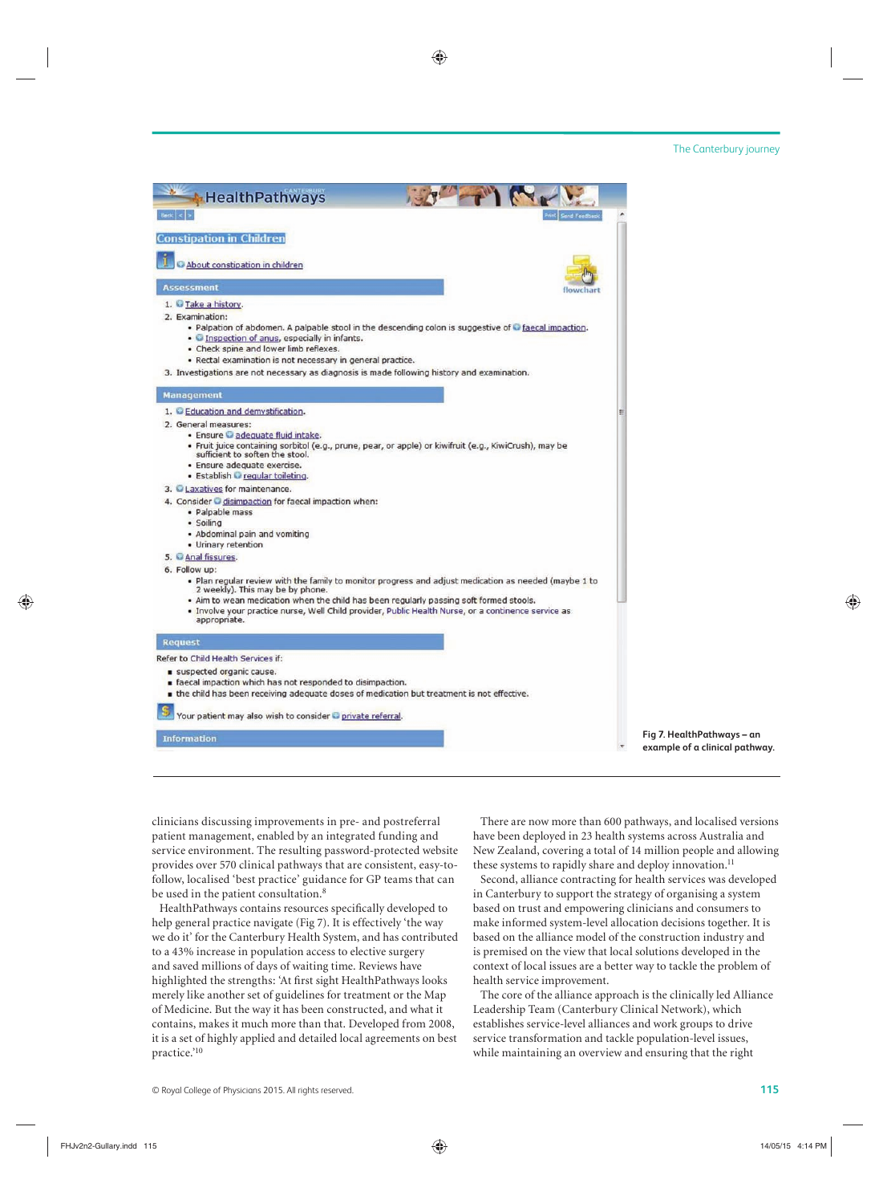## Constipation in Children

About constipation in children

flowchart

**Assessment**

1. Take a history.
2. Examination:
   - Palpation of abdomen. A palpable stool in the descending colon is suggestive of faecal impaction.
   - Inspection of anus, especially in infants.
   - Check spine and lower limb reflexes.
   - Rectal examination is not necessary in general practice.
3. Investigations are not necessary as diagnosis is made following history and examination.

**Management**

1. Education and demystification.
2. General measures:
   - Ensure adequate fluid intake.
   - Fruit juice containing sorbitol (e.g., prune, pear, or apple) or kiwifruit (e.g., KiwiCrush), may be sufficient to soften the stool.
   - Ensure adequate exercise.
   - Establish regular toileting.
3. Laxatives for maintenance.
4. Consider disimpaction for faecal impaction when:
   - Palpable mass
   - Soiling
   - Abdominal pain and vomiting
   - Urinary retention
5. Anal fissures.
6. Follow up:
   - Plan regular review with the family to monitor progress and adjust medication as needed (maybe 1 to 2 weekly). This may be by phone.
   - Aim to wean medication when the child has been regularly passing soft formed stools.
   - Involve your practice nurse, Well Child provider, Public Health Nurse, or a continence service as appropriate.

**Request**

Refer to Child Health Services if:

- suspected organic cause.
- faecal impaction which has not responded to disimpaction.
- the child has been receiving adequate doses of medication but treatment is not effective.

Your patient may also wish to consider private referral.

**Information**

**Fig 7. HealthPathways – an example of a clinical pathway.**

clinicians discussing improvements in pre- and postreferral patient management, enabled by an integrated funding and service environment. The resulting password-protected website provides over 570 clinical pathways that are consistent, easy-to-follow, localised 'best practice' guidance for GP teams that can be used in the patient consultation.[8]

HealthPathways contains resources specifically developed to help general practice navigate (Fig 7). It is effectively 'the way we do it' for the Canterbury Health System, and has contributed to a 43% increase in population access to elective surgery and saved millions of days of waiting time. Reviews have highlighted the strengths: 'At first sight HealthPathways looks merely like another set of guidelines for treatment or the Map of Medicine. But the way it has been constructed, and what it contains, makes it much more than that. Developed from 2008, it is a set of highly applied and detailed local agreements on best practice.'[10]

There are now more than 600 pathways, and localised versions have been deployed in 23 health systems across Australia and New Zealand, covering a total of 14 million people and allowing these systems to rapidly share and deploy innovation.[11]

Second, alliance contracting for health services was developed in Canterbury to support the strategy of organising a system based on trust and empowering clinicians and consumers to make informed system-level allocation decisions together. It is based on the alliance model of the construction industry and is premised on the view that local solutions developed in the context of local issues are a better way to tackle the problem of health service improvement.

The core of the alliance approach is the clinically led Alliance Leadership Team (Canterbury Clinical Network), which establishes service-level alliances and work groups to drive service transformation and tackle population-level issues, while maintaining an overview and ensuring that the right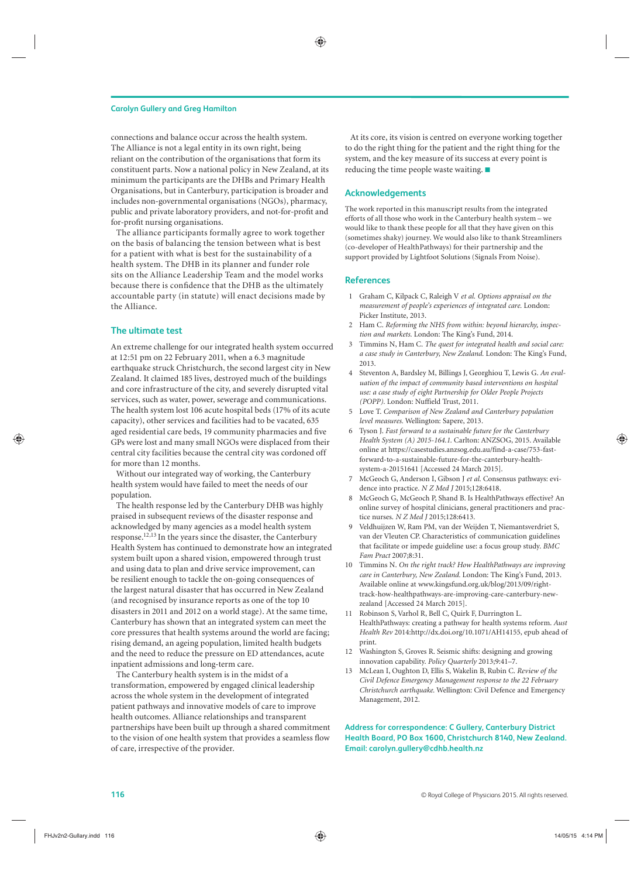connections and balance occur across the health system. The Alliance is not a legal entity in its own right, being reliant on the contribution of the organisations that form its constituent parts. Now a national policy in New Zealand, at its minimum the participants are the DHBs and Primary Health Organisations, but in Canterbury, participation is broader and includes non-governmental organisations (NGOs), pharmacy, public and private laboratory providers, and not-for-profit and for-profit nursing organisations.

The alliance participants formally agree to work together on the basis of balancing the tension between what is best for a patient with what is best for the sustainability of a health system. The DHB in its planner and funder role sits on the Alliance Leadership Team and the model works because there is confidence that the DHB as the ultimately accountable party (in statute) will enact decisions made by the Alliance.

## The ultimate test

An extreme challenge for our integrated health system occurred at 12:51 pm on 22 February 2011, when a 6.3 magnitude earthquake struck Christchurch, the second largest city in New Zealand. It claimed 185 lives, destroyed much of the buildings and core infrastructure of the city, and severely disrupted vital services, such as water, power, sewerage and communications. The health system lost 106 acute hospital beds (17% of its acute capacity), other services and facilities had to be vacated, 635 aged residential care beds, 19 community pharmacies and five GPs were lost and many small NGOs were displaced from their central city facilities because the central city was cordoned off for more than 12 months.

Without our integrated way of working, the Canterbury health system would have failed to meet the needs of our population.

The health response led by the Canterbury DHB was highly praised in subsequent reviews of the disaster response and acknowledged by many agencies as a model health system response.[12,13] In the years since the disaster, the Canterbury Health System has continued to demonstrate how an integrated system built upon a shared vision, empowered through trust and using data to plan and drive service improvement, can be resilient enough to tackle the on-going consequences of the largest natural disaster that has occurred in New Zealand (and recognised by insurance reports as one of the top 10 disasters in 2011 and 2012 on a world stage). At the same time, Canterbury has shown that an integrated system can meet the core pressures that health systems around the world are facing; rising demand, an ageing population, limited health budgets and the need to reduce the pressure on ED attendances, acute inpatient admissions and long-term care.

The Canterbury health system is in the midst of a transformation, empowered by engaged clinical leadership across the whole system in the development of integrated patient pathways and innovative models of care to improve health outcomes. Alliance relationships and transparent partnerships have been built up through a shared commitment to the vision of one health system that provides a seamless flow of care, irrespective of the provider.

At its core, its vision is centred on everyone working together to do the right thing for the patient and the right thing for the system, and the key measure of its success at every point is reducing the time people waste waiting. ■

## Acknowledgements

The work reported in this manuscript results from the integrated efforts of all those who work in the Canterbury health system – we would like to thank these people for all that they have given on this (sometimes shaky) journey. We would also like to thank Streamliners (co-developer of HealthPathways) for their partnership and the support provided by Lightfoot Solutions (Signals From Noise).

## References

1. Graham C, Kilpack C, Raleigh V *et al. Options appraisal on the measurement of people's experiences of integrated care.* London: Picker Institute, 2013.
2. Ham C. *Reforming the NHS from within: beyond hierarchy, inspection and markets.* London: The King's Fund, 2014.
3. Timmins N, Ham C. *The quest for integrated health and social care: a case study in Canterbury, New Zealand.* London: The King's Fund, 2013.
4. Steventon A, Bardsley M, Billings J, Georghiou T, Lewis G. *An evaluation of the impact of community based interventions on hospital use: a case study of eight Partnership for Older People Projects (POPP).* London: Nuffield Trust, 2011.
5. Love T. *Comparison of New Zealand and Canterbury population level measures.* Wellington: Sapere, 2013.
6. Tyson J. *Fast forward to a sustainable future for the Canterbury Health System (A) 2015-164.1.* Carlton: ANZSOG, 2015. Available online at https://casestudies.anzsog.edu.au/find-a-case/753-fast-forward-to-a-sustainable-future-for-the-canterbury-health-system-a-20151641 [Accessed 24 March 2015].
7. McGeoch G, Anderson I, Gibson J *et al.* Consensus pathways: evidence into practice. *N Z Med J* 2015;128:6418.
8. McGeoch G, McGeoch P, Shand B. Is HealthPathways effective? An online survey of hospital clinicians, general practitioners and practice nurses. *N Z Med J* 2015;128:6413.
9. Veldhuijzen W, Ram PM, van der Weijden T, Niemantsverdriet S, van der Vleuten CP. Characteristics of communication guidelines that facilitate or impede guideline use: a focus group study. *BMC Fam Pract* 2007;8:31.
10. Timmins N. *On the right track? How HealthPathways are improving care in Canterbury, New Zealand.* London: The King's Fund, 2013. Available online at www.kingsfund.org.uk/blog/2013/09/right-track-how-healthpathways-are-improving-care-canterbury-new-zealand [Accessed 24 March 2015].
11. Robinson S, Varhol R, Bell C, Quirk F, Durrington L. HealthPathways: creating a pathway for health systems reform. *Aust Health Rev* 2014:http://dx.doi.org/10.1071/AH14155, epub ahead of print.
12. Washington S, Groves R. Seismic shifts: designing and growing innovation capability. *Policy Quarterly* 2013;9:41–7.
13. McLean I, Oughton D, Ellis S, Wakelin B, Rubin C. *Review of the Civil Defence Emergency Management response to the 22 February Christchurch earthquake.* Wellington: Civil Defence and Emergency Management, 2012.

**Address for correspondence: C Gullery, Canterbury District Health Board, PO Box 1600, Christchurch 8140, New Zealand. Email: carolyn.gullery@cdhb.health.nz**